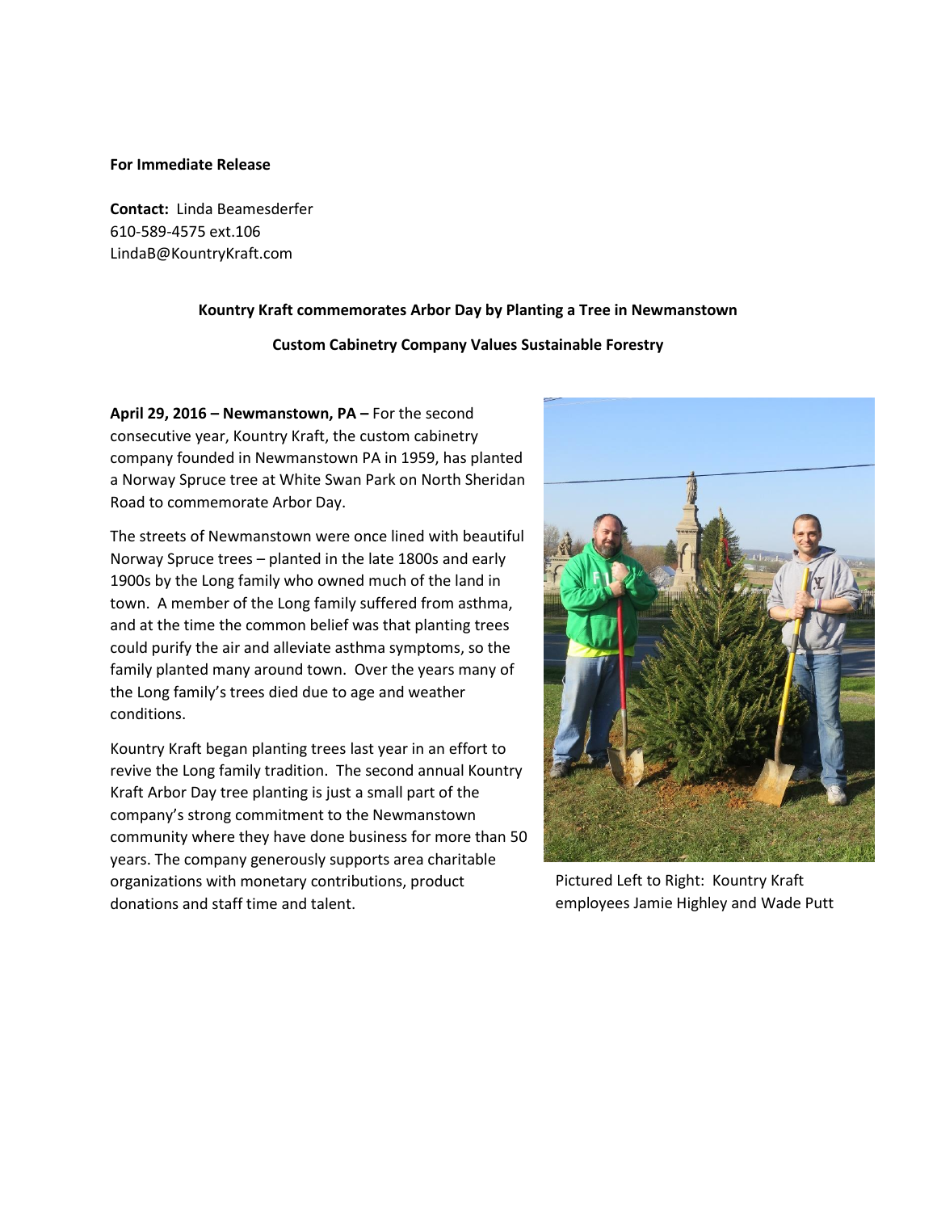**For Immediate Release**

**Contact:** Linda Beamesderfer
610-589-4575 ext.106
LindaB@KountryKraft.com

**Kountry Kraft commemorates Arbor Day by Planting a Tree in Newmanstown**

**Custom Cabinetry Company Values Sustainable Forestry**

**April 29, 2016 – Newmanstown, PA –** For the second consecutive year, Kountry Kraft, the custom cabinetry company founded in Newmanstown PA in 1959, has planted a Norway Spruce tree at White Swan Park on North Sheridan Road to commemorate Arbor Day.

The streets of Newmanstown were once lined with beautiful Norway Spruce trees – planted in the late 1800s and early 1900s by the Long family who owned much of the land in town. A member of the Long family suffered from asthma, and at the time the common belief was that planting trees could purify the air and alleviate asthma symptoms, so the family planted many around town. Over the years many of the Long family's trees died due to age and weather conditions.

Kountry Kraft began planting trees last year in an effort to revive the Long family tradition. The second annual Kountry Kraft Arbor Day tree planting is just a small part of the company's strong commitment to the Newmanstown community where they have done business for more than 50 years. The company generously supports area charitable organizations with monetary contributions, product donations and staff time and talent.

Pictured Left to Right: Kountry Kraft employees Jamie Highley and Wade Putt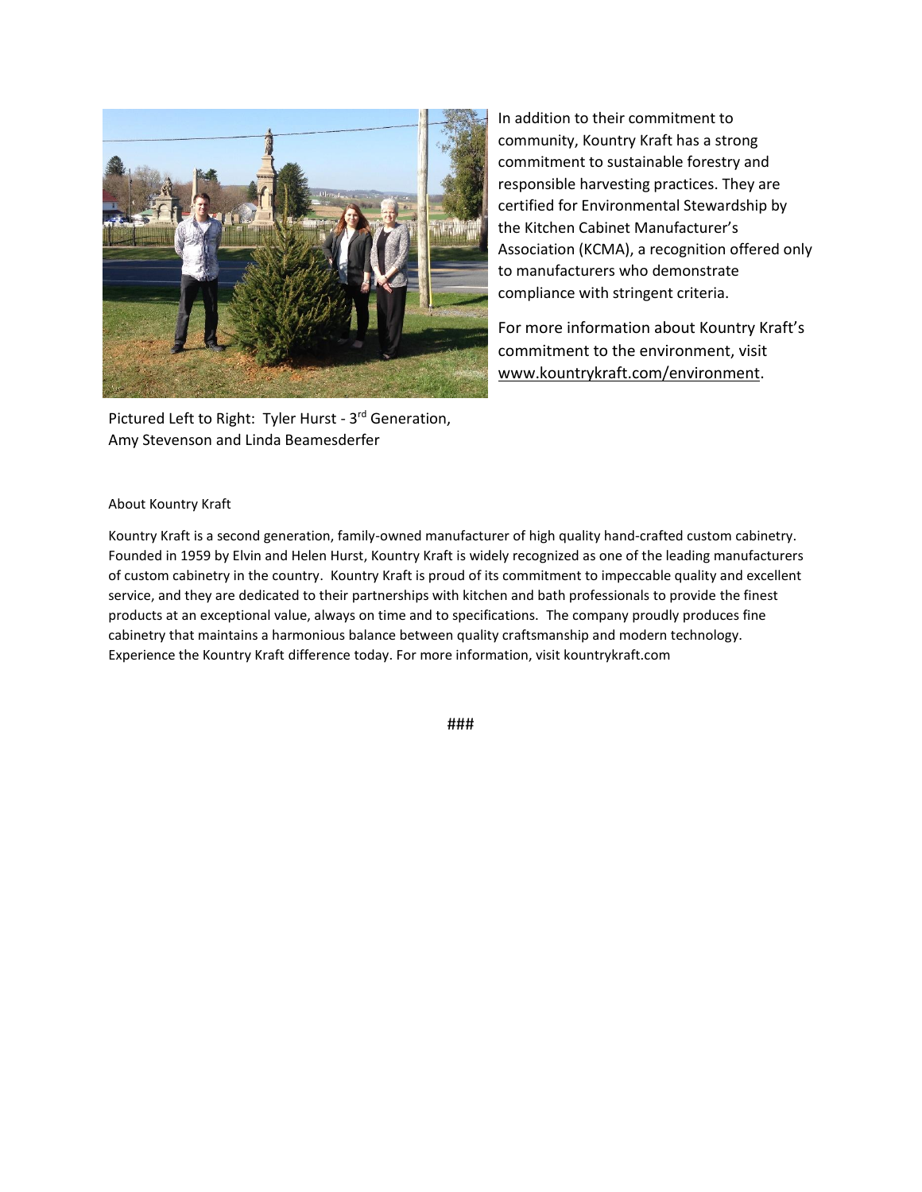In addition to their commitment to community, Kountry Kraft has a strong commitment to sustainable forestry and responsible harvesting practices. They are certified for Environmental Stewardship by the Kitchen Cabinet Manufacturer's Association (KCMA), a recognition offered only to manufacturers who demonstrate compliance with stringent criteria.

For more information about Kountry Kraft's commitment to the environment, visit www.kountrykraft.com/environment.

Pictured Left to Right: Tyler Hurst - 3rd Generation, Amy Stevenson and Linda Beamesderfer

About Kountry Kraft

Kountry Kraft is a second generation, family-owned manufacturer of high quality hand-crafted custom cabinetry. Founded in 1959 by Elvin and Helen Hurst, Kountry Kraft is widely recognized as one of the leading manufacturers of custom cabinetry in the country. Kountry Kraft is proud of its commitment to impeccable quality and excellent service, and they are dedicated to their partnerships with kitchen and bath professionals to provide the finest products at an exceptional value, always on time and to specifications. The company proudly produces fine cabinetry that maintains a harmonious balance between quality craftsmanship and modern technology. Experience the Kountry Kraft difference today. For more information, visit kountrykraft.com

###